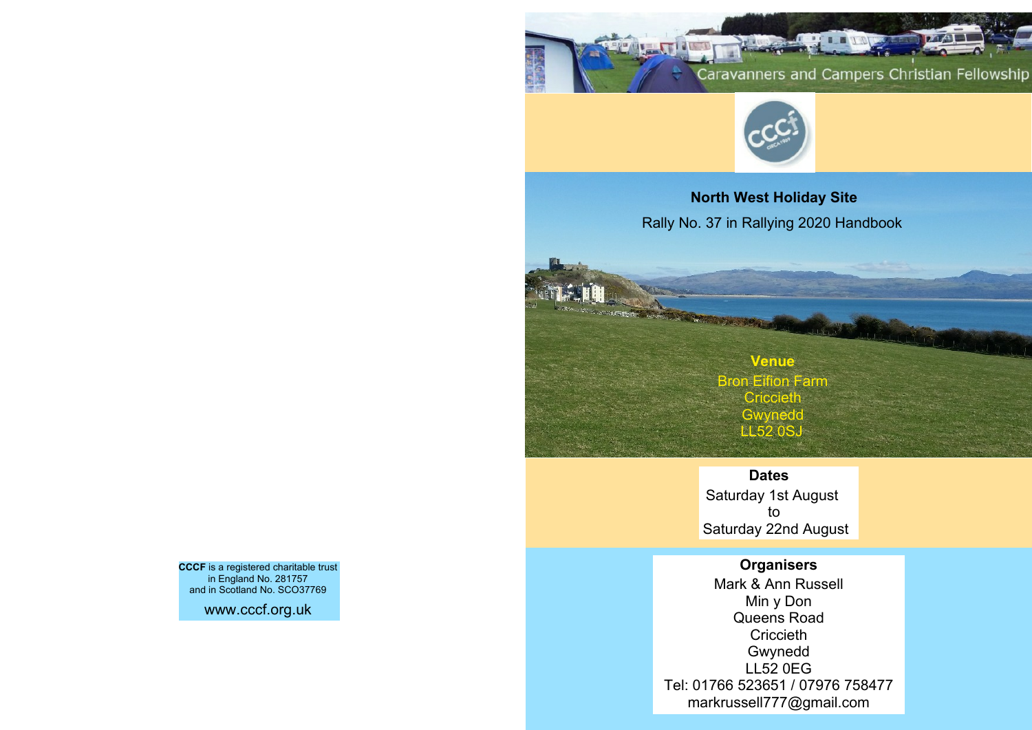**CCCF** is a registered charitable trust in England No. 281757 and in Scotland No. SCO37769

www.cccf.org.uk

Caravanners and Campers Christian Fellowship

# North West Holiday Site

Rally No. 37 in Rallying 2020 Handbook

## Venue

Bron Eifion Farm
Criccieth
Gwynedd
LL52 0SJ

## Dates

Saturday 1st August
to
Saturday 22nd August

## Organisers

Mark & Ann Russell
Min y Don
Queens Road
Criccieth
Gwynedd
LL52 0EG
Tel: 01766 523651 / 07976 758477
markrussell777@gmail.com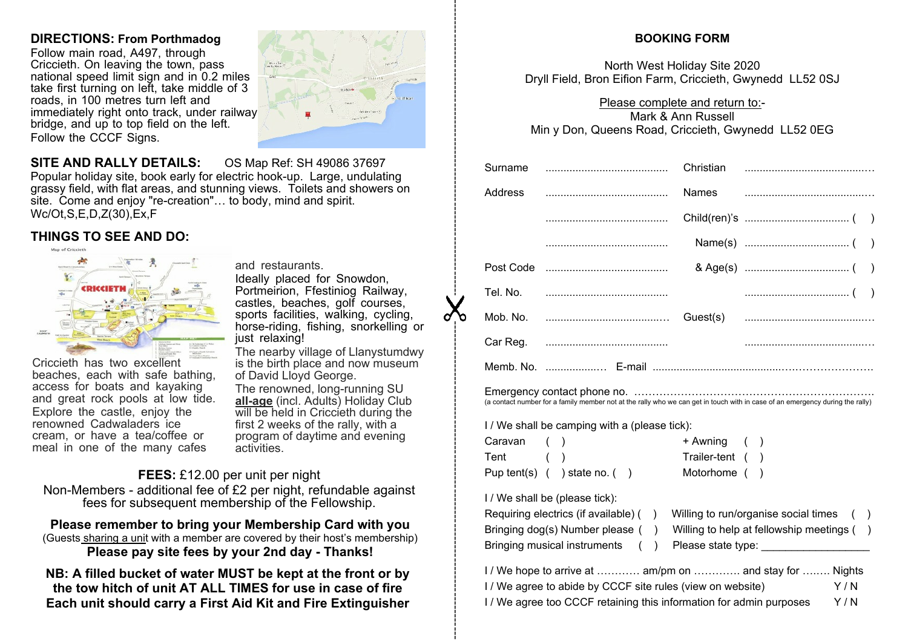**DIRECTIONS:** **From Porthmadog**

Follow main road, A497, through Criccieth. On leaving the town, pass national speed limit sign and in 0.2 miles take first turning on left, take middle of 3 roads, in 100 metres turn left and immediately right onto track, under railway bridge, and up to top field on the left. Follow the CCCF Signs.

**SITE AND RALLY DETAILS:** OS Map Ref: SH 49086 37697

Popular holiday site, book early for electric hook-up. Large, undulating grassy field, with flat areas, and stunning views. Toilets and showers on site. Come and enjoy "re-creation"… to body, mind and spirit.
Wc/Ot,S,E,D,Z(30),Ex,F

**THINGS TO SEE AND DO:**

Criccieth has two excellent beaches, each with safe bathing, access for boats and kayaking and great rock pools at low tide. Explore the castle, enjoy the renowned Cadwaladers ice cream, or have a tea/coffee or meal in one of the many cafes and restaurants.

Ideally placed for Snowdon, Portmeirion, Ffestiniog Railway, castles, beaches, golf courses, sports facilities, walking, cycling, horse-riding, fishing, snorkelling or just relaxing!

The nearby village of Llanystumdwy is the birth place and now museum of David Lloyd George.

The renowned, long-running SU **all-age** (incl. Adults) Holiday Club will be held in Criccieth during the first 2 weeks of the rally, with a program of daytime and evening activities.

**FEES:** £12.00 per unit per night

Non-Members - additional fee of £2 per night, refundable against fees for subsequent membership of the Fellowship.

**Please remember to bring your Membership Card with you**

(Guests sharing a unit with a member are covered by their host's membership)

**Please pay site fees by your 2nd day - Thanks!**

**NB: A filled bucket of water MUST be kept at the front or by the tow hitch of unit AT ALL TIMES for use in case of fire**
**Each unit should carry a First Aid Kit and Fire Extinguisher**

## BOOKING FORM

North West Holiday Site 2020
Dryll Field, Bron Eifion Farm, Criccieth, Gwynedd LL52 0SJ

Please complete and return to:-
Mark & Ann Russell
Min y Don, Queens Road, Criccieth, Gwynedd LL52 0EG

Surname ........................................ Christian ..........................................

Address ........................................ Names ..........................................

........................................ Child(ren)'s .................................. ( )

........................................ Name(s) .................................. ( )

Post Code ........................................ & Age(s) .................................. ( )

Tel. No. ........................................ .................................. ( )

Mob. No. ........................................ Guest(s) ..........................................

Car Reg. ........................................ ..........................................

Memb. No. .................. E-mail ..........................................................................

Emergency contact phone no. ……………………………………………………………
(a contact number for a family member not at the rally who we can get in touch with in case of an emergency during the rally)

I / We shall be camping with a (please tick):

Caravan ( ) + Awning ( )
Tent ( ) Trailer-tent ( )
Pup tent(s) ( ) state no. ( ) Motorhome ( )

I / We shall be (please tick):

Requiring electrics (if available) ( ) Willing to run/organise social times ( )
Bringing dog(s) Number please ( ) Willing to help at fellowship meetings ( )
Bringing musical instruments ( ) Please state type: __________________

I / We hope to arrive at ………… am/pm on …………. and stay for …….. Nights
I / We agree to abide by CCCF site rules (view on website) Y / N
I / We agree too CCCF retaining this information for admin purposes Y / N